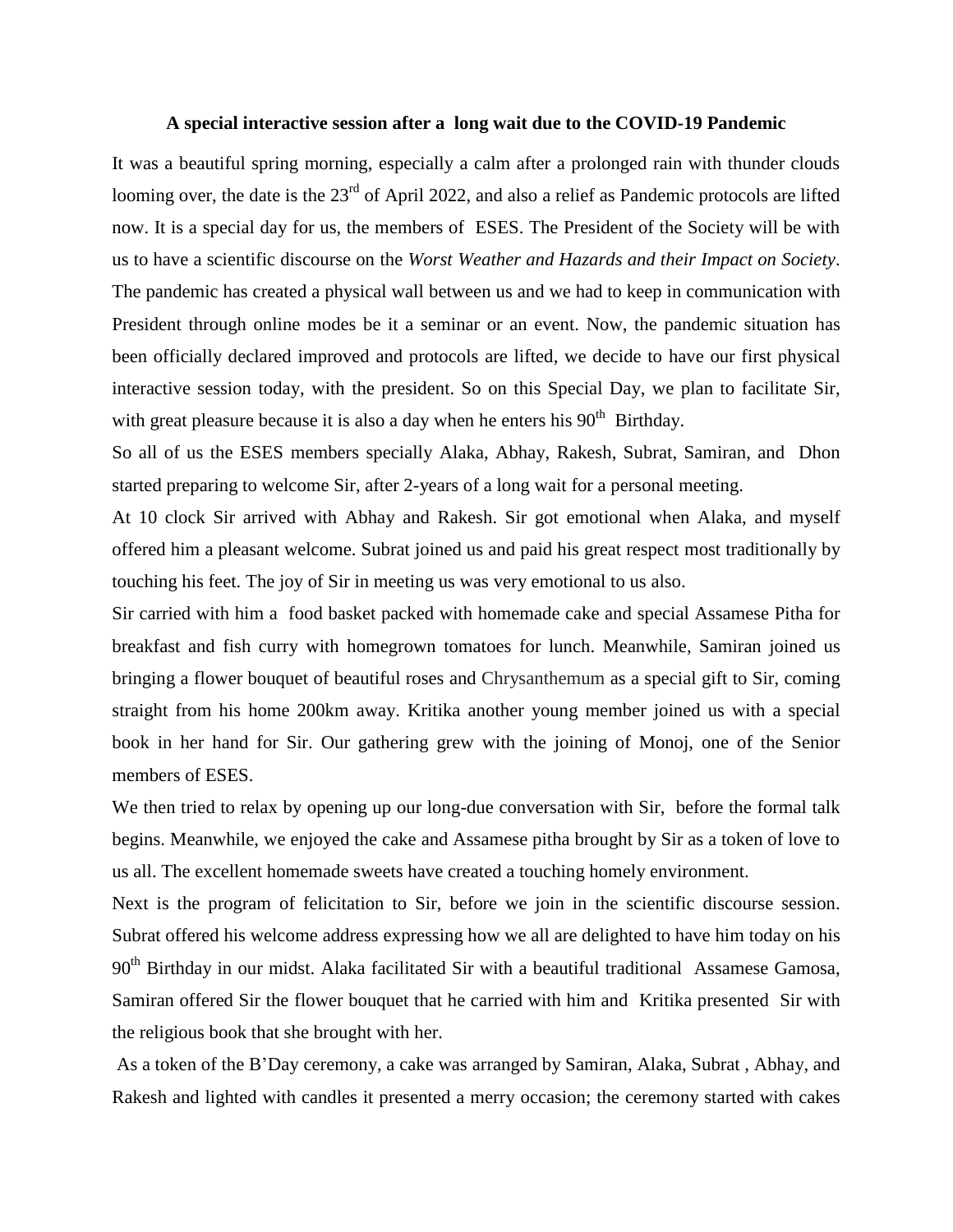**A special interactive session after a long wait due to the COVID-19 Pandemic**

It was a beautiful spring morning, especially a calm after a prolonged rain with thunder clouds looming over, the date is the 23rd of April 2022, and also a relief as Pandemic protocols are lifted now. It is a special day for us, the members of ESES. The President of the Society will be with us to have a scientific discourse on the *Worst Weather and Hazards and their Impact on Society*. The pandemic has created a physical wall between us and we had to keep in communication with President through online modes be it a seminar or an event. Now, the pandemic situation has been officially declared improved and protocols are lifted, we decide to have our first physical interactive session today, with the president. So on this Special Day, we plan to facilitate Sir, with great pleasure because it is also a day when he enters his 90th Birthday.

So all of us the ESES members specially Alaka, Abhay, Rakesh, Subrat, Samiran, and Dhon started preparing to welcome Sir, after 2-years of a long wait for a personal meeting.

At 10 clock Sir arrived with Abhay and Rakesh. Sir got emotional when Alaka, and myself offered him a pleasant welcome. Subrat joined us and paid his great respect most traditionally by touching his feet. The joy of Sir in meeting us was very emotional to us also.

Sir carried with him a food basket packed with homemade cake and special Assamese Pitha for breakfast and fish curry with homegrown tomatoes for lunch. Meanwhile, Samiran joined us bringing a flower bouquet of beautiful roses and Chrysanthemum as a special gift to Sir, coming straight from his home 200km away. Kritika another young member joined us with a special book in her hand for Sir. Our gathering grew with the joining of Monoj, one of the Senior members of ESES.

We then tried to relax by opening up our long-due conversation with Sir, before the formal talk begins. Meanwhile, we enjoyed the cake and Assamese pitha brought by Sir as a token of love to us all. The excellent homemade sweets have created a touching homely environment.

Next is the program of felicitation to Sir, before we join in the scientific discourse session. Subrat offered his welcome address expressing how we all are delighted to have him today on his 90th Birthday in our midst. Alaka facilitated Sir with a beautiful traditional Assamese Gamosa, Samiran offered Sir the flower bouquet that he carried with him and Kritika presented Sir with the religious book that she brought with her.

As a token of the B'Day ceremony, a cake was arranged by Samiran, Alaka, Subrat , Abhay, and Rakesh and lighted with candles it presented a merry occasion; the ceremony started with cakes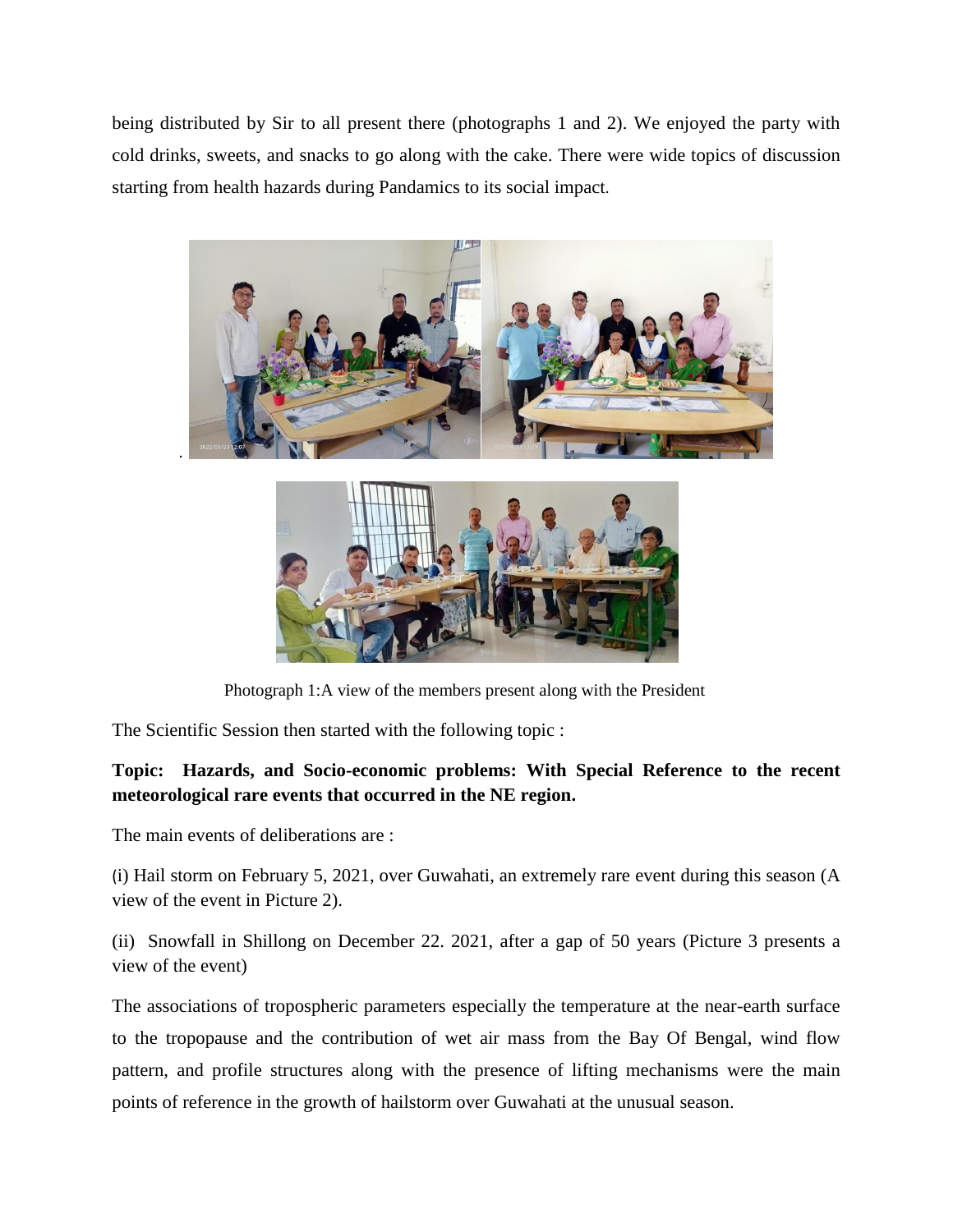being distributed by Sir to all present there (photographs 1 and 2). We enjoyed the party with cold drinks, sweets, and snacks to go along with the cake. There were wide topics of discussion starting from health hazards during Pandamics to its social impact.

Photograph 1:A view of the members present along with the President

The Scientific Session then started with the following topic :

**Topic: Hazards, and Socio-economic problems: With Special Reference to the recent meteorological rare events that occurred in the NE region.**

The main events of deliberations are :

(i) Hail storm on February 5, 2021, over Guwahati, an extremely rare event during this season (A view of the event in Picture 2).

(ii) Snowfall in Shillong on December 22. 2021, after a gap of 50 years (Picture 3 presents a view of the event)

The associations of tropospheric parameters especially the temperature at the near-earth surface to the tropopause and the contribution of wet air mass from the Bay Of Bengal, wind flow pattern, and profile structures along with the presence of lifting mechanisms were the main points of reference in the growth of hailstorm over Guwahati at the unusual season.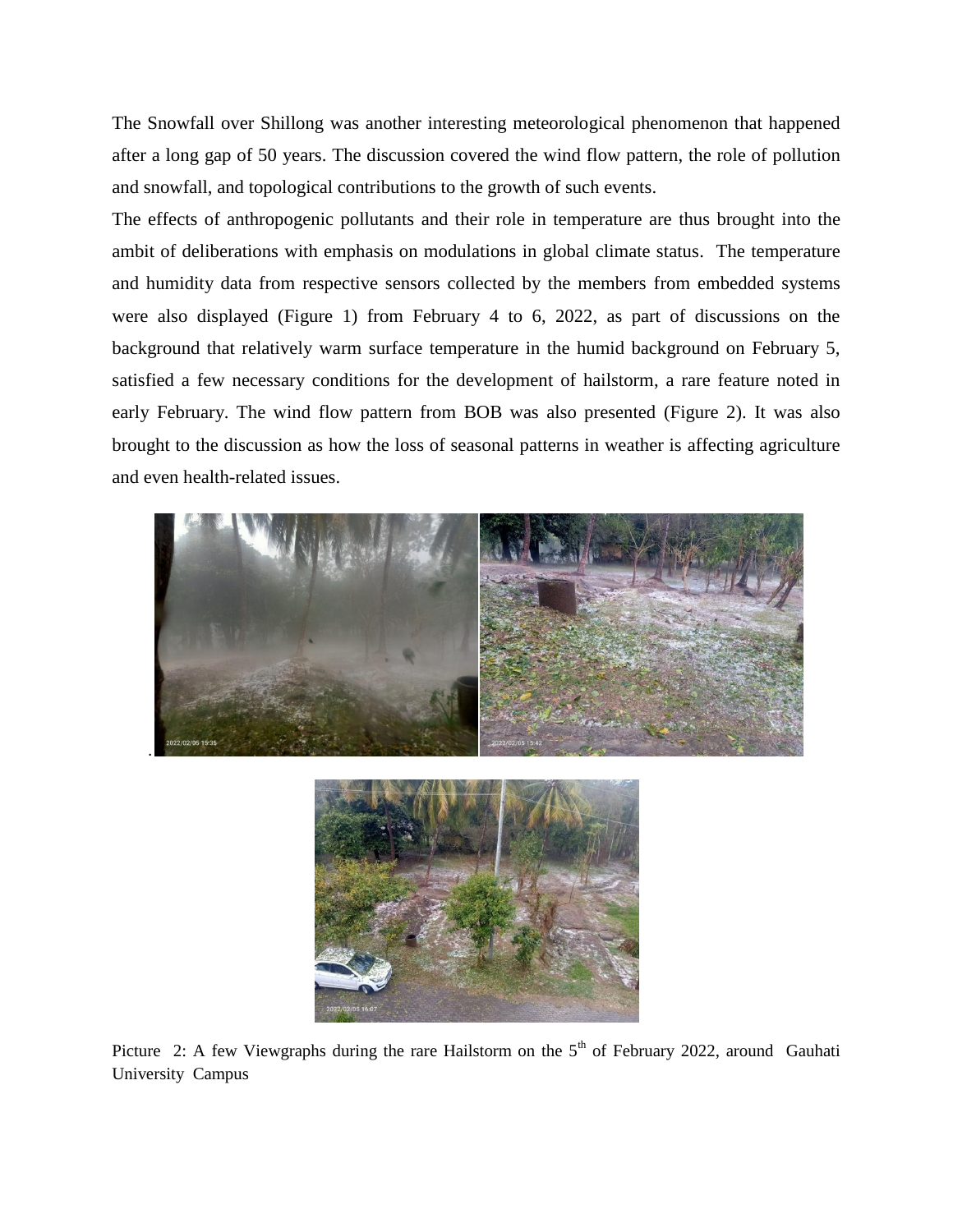The Snowfall over Shillong was another interesting meteorological phenomenon that happened after a long gap of 50 years. The discussion covered the wind flow pattern, the role of pollution and snowfall, and topological contributions to the growth of such events.

The effects of anthropogenic pollutants and their role in temperature are thus brought into the ambit of deliberations with emphasis on modulations in global climate status. The temperature and humidity data from respective sensors collected by the members from embedded systems were also displayed (Figure 1) from February 4 to 6, 2022, as part of discussions on the background that relatively warm surface temperature in the humid background on February 5, satisfied a few necessary conditions for the development of hailstorm, a rare feature noted in early February. The wind flow pattern from BOB was also presented (Figure 2). It was also brought to the discussion as how the loss of seasonal patterns in weather is affecting agriculture and even health-related issues.

Picture 2: A few Viewgraphs during the rare Hailstorm on the 5$^{th}$ of February 2022, around Gauhati University Campus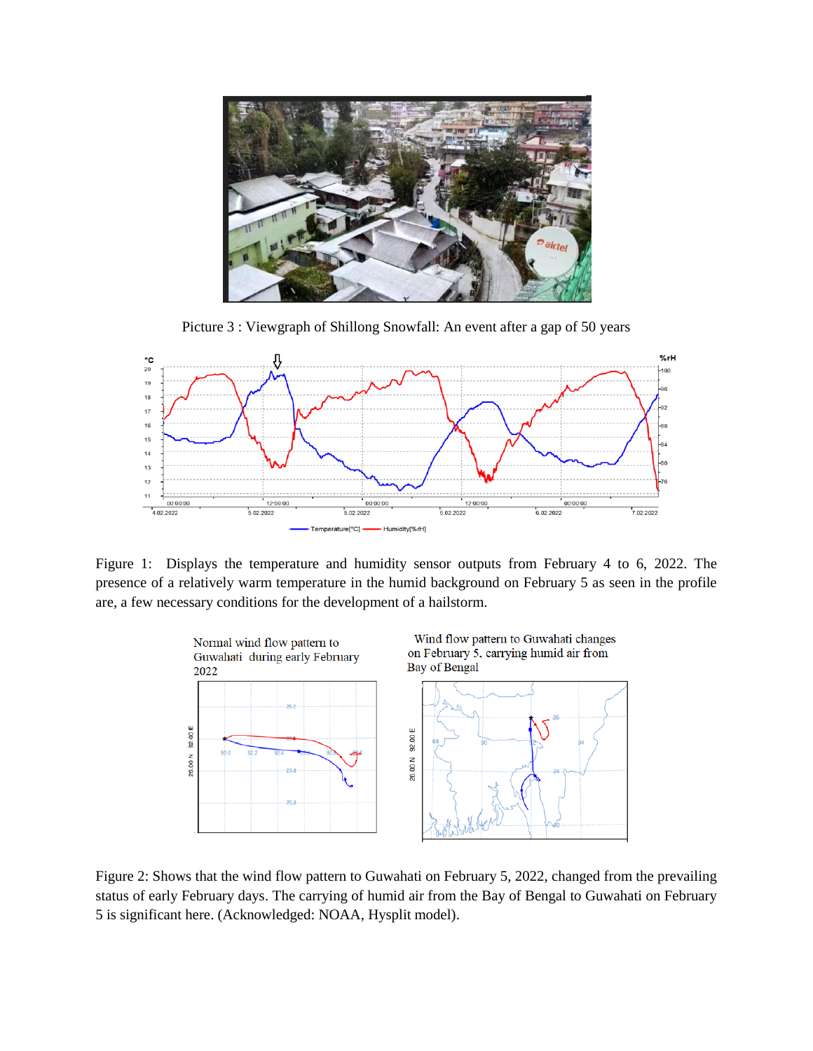Picture 3 : Viewgraph of Shillong Snowfall: An event after a gap of 50 years

Figure 1: Displays the temperature and humidity sensor outputs from February 4 to 6, 2022. The presence of a relatively warm temperature in the humid background on February 5 as seen in the profile are, a few necessary conditions for the development of a hailstorm.

Normal wind flow pattern to Guwahati during early February 2022

Wind flow pattern to Guwahati changes on February 5, carrying humid air from Bay of Bengal

Figure 2: Shows that the wind flow pattern to Guwahati on February 5, 2022, changed from the prevailing status of early February days. The carrying of humid air from the Bay of Bengal to Guwahati on February 5 is significant here. (Acknowledged: NOAA, Hysplit model).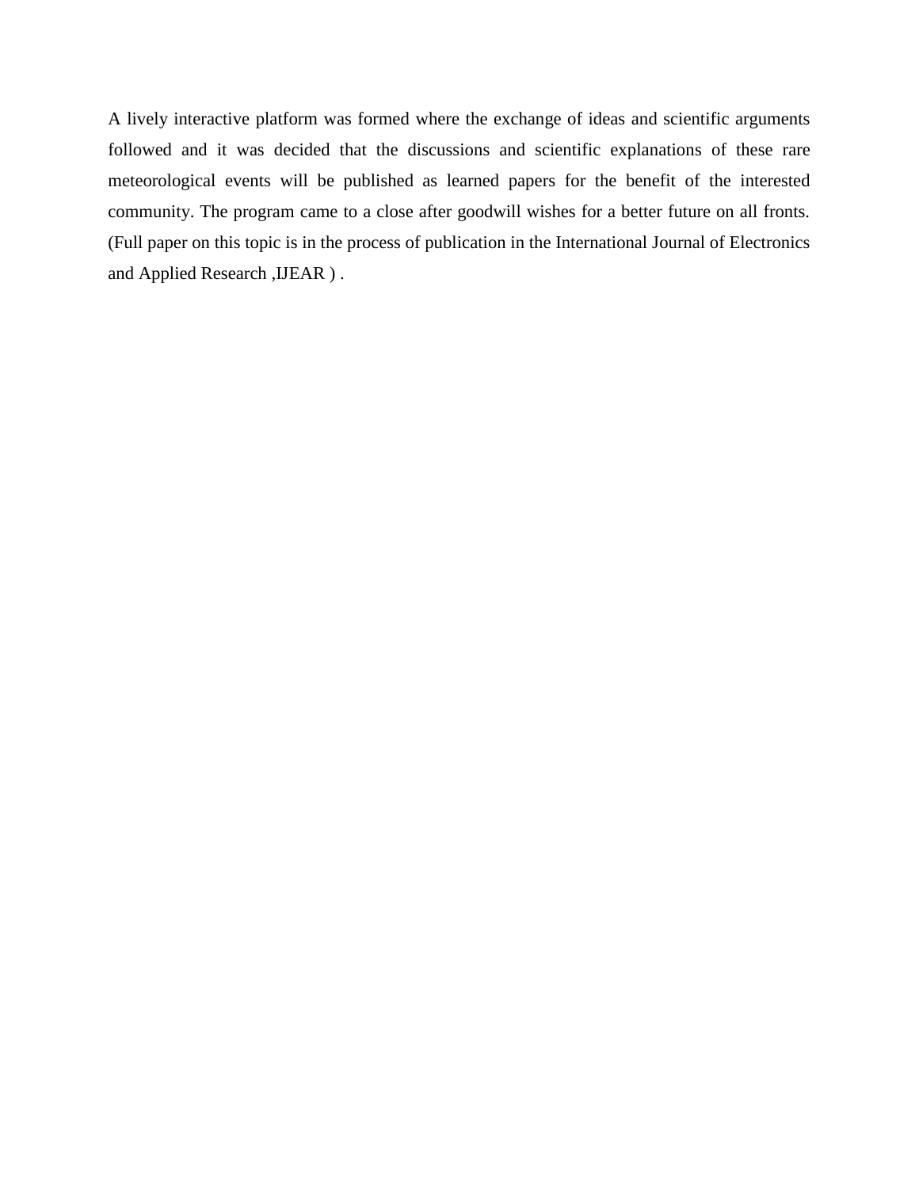A lively interactive platform was formed where the exchange of ideas and scientific arguments followed and it was decided that the discussions and scientific explanations of these rare meteorological events will be published as learned papers for the benefit of the interested community. The program came to a close after goodwill wishes for a better future on all fronts. (Full paper on this topic is in the process of publication in the International Journal of Electronics and Applied Research ,IJEAR ) .